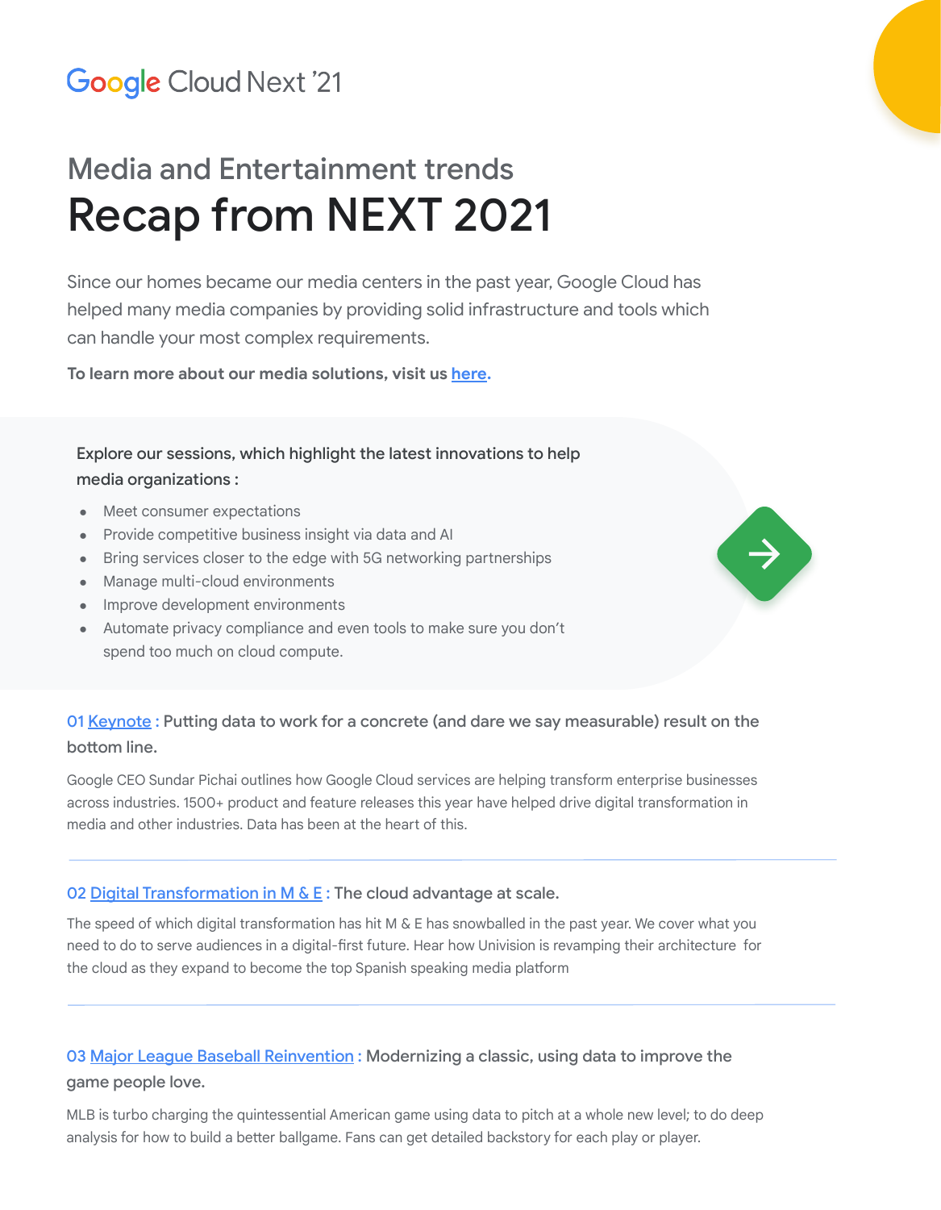Google Cloud Next '21

## Media and Entertainment trends

# Recap from NEXT 2021

Since our homes became our media centers in the past year, Google Cloud has helped many media companies by providing solid infrastructure and tools which can handle your most complex requirements.

**To learn more about our media solutions, visit us here.**

**Explore our sessions, which highlight the latest innovations to help media organizations :**

- Meet consumer expectations
- Provide competitive business insight via data and AI
- Bring services closer to the edge with 5G networking partnerships
- Manage multi-cloud environments
- Improve development environments
- Automate privacy compliance and even tools to make sure you don't spend too much on cloud compute.

**01 Keynote : Putting data to work for a concrete (and dare we say measurable) result on the bottom line.**

Google CEO Sundar Pichai outlines how Google Cloud services are helping transform enterprise businesses across industries. 1500+ product and feature releases this year have helped drive digital transformation in media and other industries. Data has been at the heart of this.

---

**02 Digital Transformation in M & E : The cloud advantage at scale.**

The speed of which digital transformation has hit M & E has snowballed in the past year. We cover what you need to do to serve audiences in a digital-first future. Hear how Univision is revamping their architecture for the cloud as they expand to become the top Spanish speaking media platform

---

**03 Major League Baseball Reinvention : Modernizing a classic, using data to improve the game people love.**

MLB is turbo charging the quintessential American game using data to pitch at a whole new level; to do deep analysis for how to build a better ballgame. Fans can get detailed backstory for each play or player.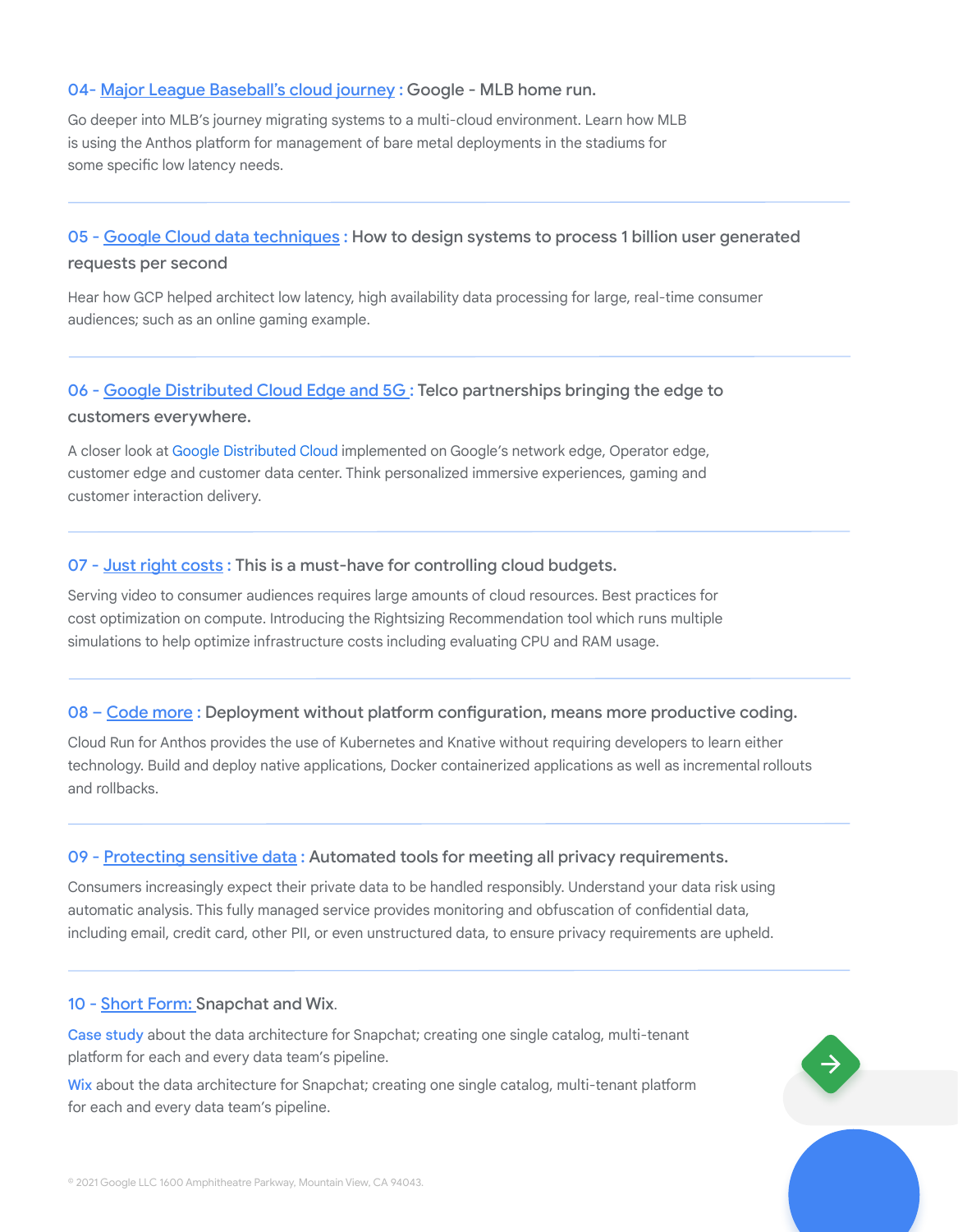### 04- Major League Baseball's cloud journey : Google - MLB home run.

Go deeper into MLB's journey migrating systems to a multi-cloud environment. Learn how MLB is using the Anthos platform for management of bare metal deployments in the stadiums for some specific low latency needs.

### 05 - Google Cloud data techniques : How to design systems to process 1 billion user generated requests per second

Hear how GCP helped architect low latency, high availability data processing for large, real-time consumer audiences; such as an online gaming example.

### 06 - Google Distributed Cloud Edge and 5G : Telco partnerships bringing the edge to customers everywhere.

A closer look at Google Distributed Cloud implemented on Google's network edge, Operator edge, customer edge and customer data center. Think personalized immersive experiences, gaming and customer interaction delivery.

### 07 - Just right costs : This is a must-have for controlling cloud budgets.

Serving video to consumer audiences requires large amounts of cloud resources. Best practices for cost optimization on compute. Introducing the Rightsizing Recommendation tool which runs multiple simulations to help optimize infrastructure costs including evaluating CPU and RAM usage.

### 08 – Code more : Deployment without platform configuration, means more productive coding.

Cloud Run for Anthos provides the use of Kubernetes and Knative without requiring developers to learn either technology. Build and deploy native applications, Docker containerized applications as well as incremental rollouts and rollbacks.

### 09 - Protecting sensitive data : Automated tools for meeting all privacy requirements.

Consumers increasingly expect their private data to be handled responsibly. Understand your data risk using automatic analysis. This fully managed service provides monitoring and obfuscation of confidential data, including email, credit card, other PII, or even unstructured data, to ensure privacy requirements are upheld.

### 10 - Short Form: Snapchat and Wix.

Case study about the data architecture for Snapchat; creating one single catalog, multi-tenant platform for each and every data team's pipeline.

Wix about the data architecture for Snapchat; creating one single catalog, multi-tenant platform for each and every data team's pipeline.

© 2021 Google LLC 1600 Amphitheatre Parkway, Mountain View, CA 94043.